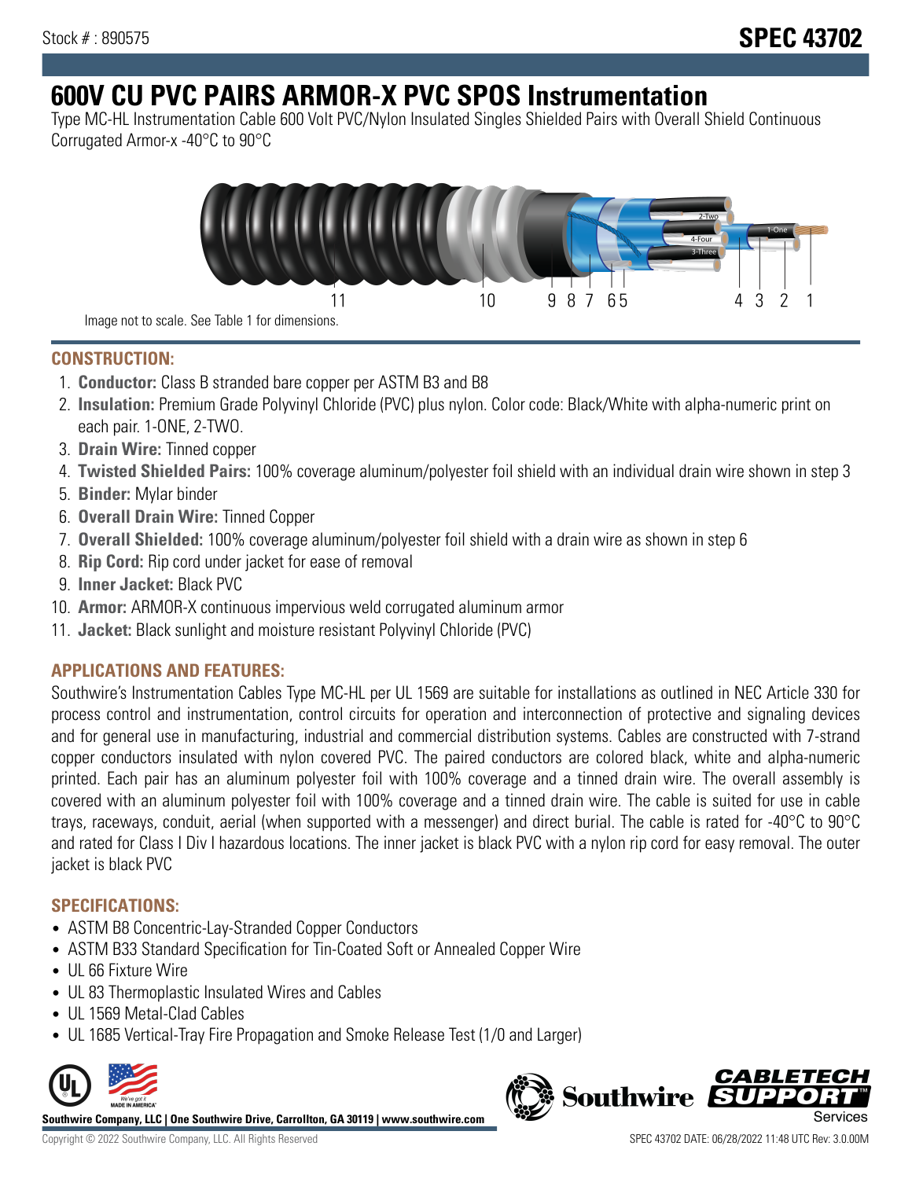Stock # : 890575

# SPEC 43702

# 600V CU PVC PAIRS ARMOR-X PVC SPOS Instrumentation

Type MC-HL Instrumentation Cable 600 Volt PVC/Nylon Insulated Singles Shielded Pairs with Overall Shield Continuous Corrugated Armor-x -40°C to 90°C

Image not to scale. See Table 1 for dimensions.

## CONSTRUCTION:

1. **Conductor:** Class B stranded bare copper per ASTM B3 and B8
2. **Insulation:** Premium Grade Polyvinyl Chloride (PVC) plus nylon. Color code: Black/White with alpha-numeric print on each pair. 1-ONE, 2-TWO.
3. **Drain Wire:** Tinned copper
4. **Twisted Shielded Pairs:** 100% coverage aluminum/polyester foil shield with an individual drain wire shown in step 3
5. **Binder:** Mylar binder
6. **Overall Drain Wire:** Tinned Copper
7. **Overall Shielded:** 100% coverage aluminum/polyester foil shield with a drain wire as shown in step 6
8. **Rip Cord:** Rip cord under jacket for ease of removal
9. **Inner Jacket:** Black PVC
10. **Armor:** ARMOR-X continuous impervious weld corrugated aluminum armor
11. **Jacket:** Black sunlight and moisture resistant Polyvinyl Chloride (PVC)

## APPLICATIONS AND FEATURES:

Southwire's Instrumentation Cables Type MC-HL per UL 1569 are suitable for installations as outlined in NEC Article 330 for process control and instrumentation, control circuits for operation and interconnection of protective and signaling devices and for general use in manufacturing, industrial and commercial distribution systems. Cables are constructed with 7-strand copper conductors insulated with nylon covered PVC. The paired conductors are colored black, white and alpha-numeric printed. Each pair has an aluminum polyester foil with 100% coverage and a tinned drain wire. The overall assembly is covered with an aluminum polyester foil with 100% coverage and a tinned drain wire. The cable is suited for use in cable trays, raceways, conduit, aerial (when supported with a messenger) and direct burial. The cable is rated for -40°C to 90°C and rated for Class I Div I hazardous locations. The inner jacket is black PVC with a nylon rip cord for easy removal. The outer jacket is black PVC

## SPECIFICATIONS:

- ASTM B8 Concentric-Lay-Stranded Copper Conductors
- ASTM B33 Standard Specification for Tin-Coated Soft or Annealed Copper Wire
- UL 66 Fixture Wire
- UL 83 Thermoplastic Insulated Wires and Cables
- UL 1569 Metal-Clad Cables
- UL 1685 Vertical-Tray Fire Propagation and Smoke Release Test (1/0 and Larger)

Southwire Company, LLC | One Southwire Drive, Carrollton, GA 30119 | www.southwire.com

Copyright © 2022 Southwire Company, LLC. All Rights Reserved

SPEC 43702 DATE: 06/28/2022 11:48 UTC Rev: 3.0.00M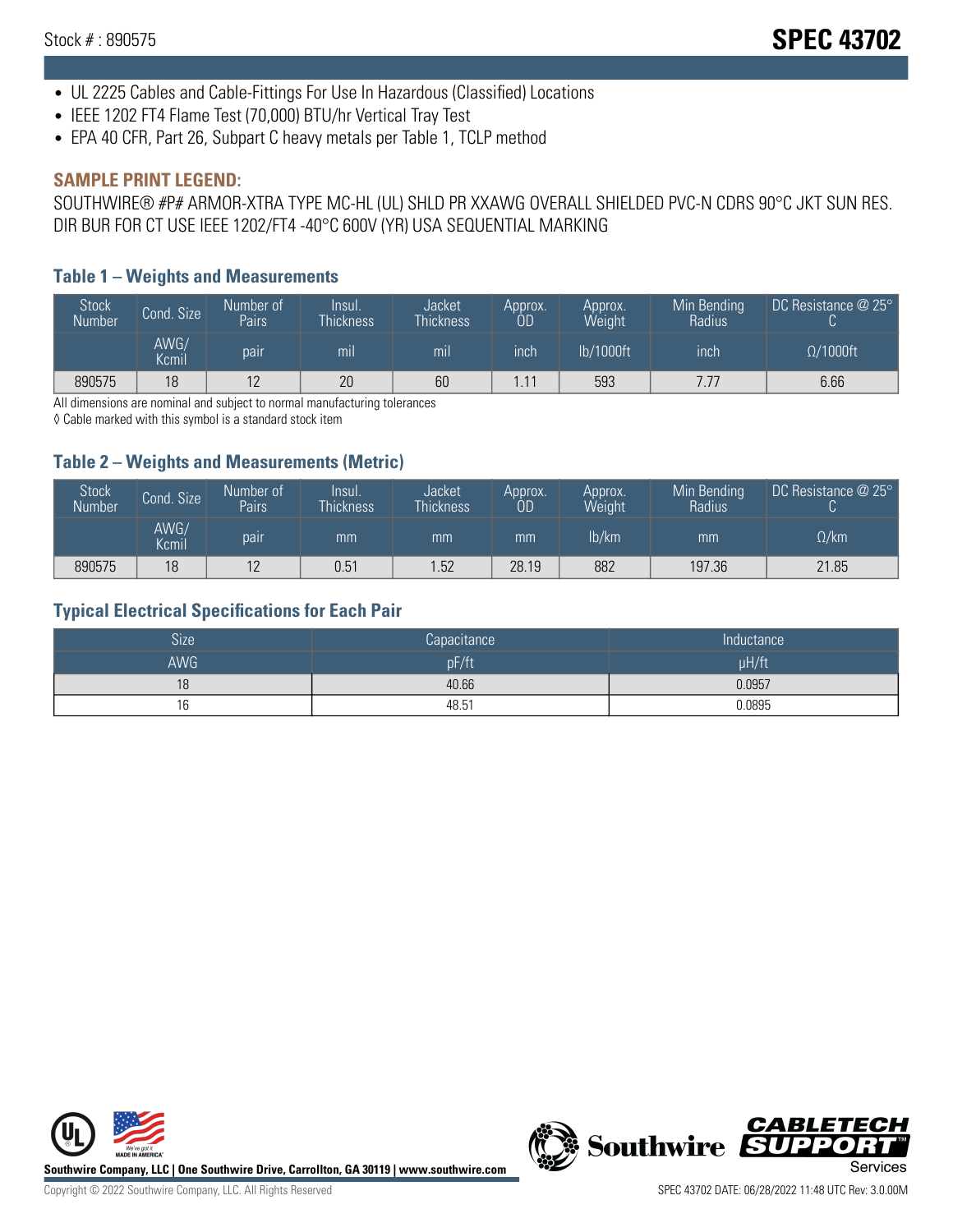- UL 2225 Cables and Cable-Fittings For Use In Hazardous (Classified) Locations
- IEEE 1202 FT4 Flame Test (70,000) BTU/hr Vertical Tray Test
- EPA 40 CFR, Part 26, Subpart C heavy metals per Table 1, TCLP method

**SAMPLE PRINT LEGEND:**

SOUTHWIRE® #P# ARMOR-XTRA TYPE MC-HL (UL) SHLD PR XXAWG OVERALL SHIELDED PVC-N CDRS 90°C JKT SUN RES. DIR BUR FOR CT USE IEEE 1202/FT4 -40°C 600V (YR) USA SEQUENTIAL MARKING

### Table 1 – Weights and Measurements

| Stock Number | Cond. Size | Number of Pairs | Insul. Thickness | Jacket Thickness | Approx. OD | Approx. Weight | Min Bending Radius | DC Resistance @ 25° C |
|---|---|---|---|---|---|---|---|---|
| | AWG/ Kcmil | pair | mil | mil | inch | lb/1000ft | inch | Ω/1000ft |
| 890575 | 18 | 12 | 20 | 60 | 1.11 | 593 | 7.77 | 6.66 |

All dimensions are nominal and subject to normal manufacturing tolerances

◊ Cable marked with this symbol is a standard stock item

### Table 2 – Weights and Measurements (Metric)

| Stock Number | Cond. Size | Number of Pairs | Insul. Thickness | Jacket Thickness | Approx. OD | Approx. Weight | Min Bending Radius | DC Resistance @ 25° C |
|---|---|---|---|---|---|---|---|---|
| | AWG/ Kcmil | pair | mm | mm | mm | lb/km | mm | Ω/km |
| 890575 | 18 | 12 | 0.51 | 1.52 | 28.19 | 882 | 197.36 | 21.85 |

### Typical Electrical Specifications for Each Pair

| Size | Capacitance | Inductance |
|---|---|---|
| AWG | pF/ft | μH/ft |
| 18 | 40.66 | 0.0957 |
| 16 | 48.51 | 0.0895 |

Southwire Company, LLC | One Southwire Drive, Carrollton, GA 30119 | www.southwire.com

Copyright © 2022 Southwire Company, LLC. All Rights Reserved

SPEC 43702 DATE: 06/28/2022 11:48 UTC Rev: 3.0.00M